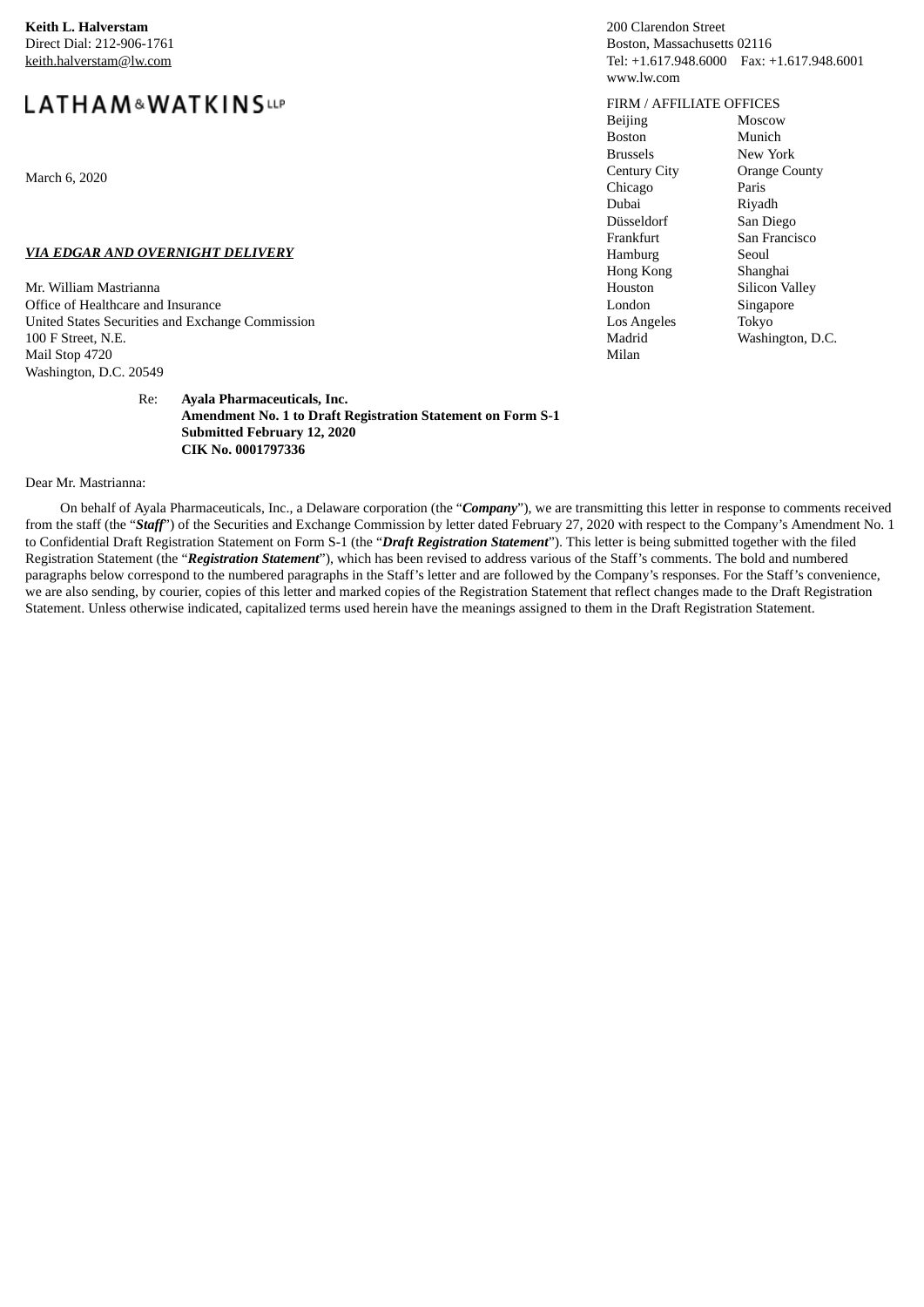**Keith L. Halverstam**
Direct Dial: 212-906-1761
keith.halverstam@lw.com

LATHAM & WATKINS LLP

200 Clarendon Street
Boston, Massachusetts 02116
Tel: +1.617.948.6000 Fax: +1.617.948.6001
www.lw.com

FIRM / AFFILIATE OFFICES

| | |
|---|---|
| Beijing | Moscow |
| Boston | Munich |
| Brussels | New York |
| Century City | Orange County |
| Chicago | Paris |
| Dubai | Riyadh |
| Düsseldorf | San Diego |
| Frankfurt | San Francisco |
| Hamburg | Seoul |
| Hong Kong | Shanghai |
| Houston | Silicon Valley |
| London | Singapore |
| Los Angeles | Tokyo |
| Madrid | Washington, D.C. |
| Milan | |

March 6, 2020

***VIA EDGAR AND OVERNIGHT DELIVERY***

Mr. William Mastrianna
Office of Healthcare and Insurance
United States Securities and Exchange Commission
100 F Street, N.E.
Mail Stop 4720
Washington, D.C. 20549

Re: **Ayala Pharmaceuticals, Inc.**
**Amendment No. 1 to Draft Registration Statement on Form S-1**
**Submitted February 12, 2020**
**CIK No. 0001797336**

Dear Mr. Mastrianna:

On behalf of Ayala Pharmaceuticals, Inc., a Delaware corporation (the "***Company***"), we are transmitting this letter in response to comments received from the staff (the "***Staff***") of the Securities and Exchange Commission by letter dated February 27, 2020 with respect to the Company's Amendment No. 1 to Confidential Draft Registration Statement on Form S-1 (the "***Draft Registration Statement***"). This letter is being submitted together with the filed Registration Statement (the "***Registration Statement***"), which has been revised to address various of the Staff's comments. The bold and numbered paragraphs below correspond to the numbered paragraphs in the Staff's letter and are followed by the Company's responses. For the Staff's convenience, we are also sending, by courier, copies of this letter and marked copies of the Registration Statement that reflect changes made to the Draft Registration Statement. Unless otherwise indicated, capitalized terms used herein have the meanings assigned to them in the Draft Registration Statement.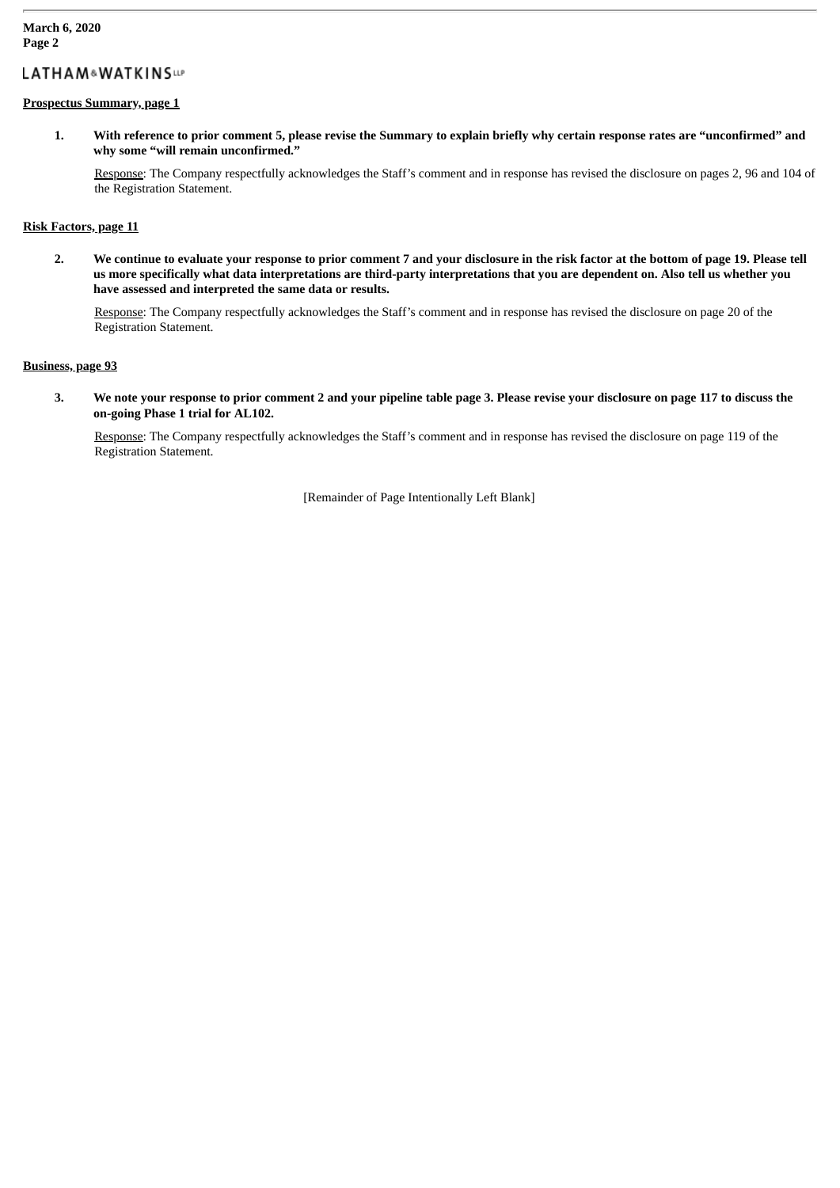**Prospectus Summary, page 1**

1. **With reference to prior comment 5, please revise the Summary to explain briefly why certain response rates are "unconfirmed" and why some "will remain unconfirmed."**

   Response: The Company respectfully acknowledges the Staff's comment and in response has revised the disclosure on pages 2, 96 and 104 of the Registration Statement.

**Risk Factors, page 11**

2. **We continue to evaluate your response to prior comment 7 and your disclosure in the risk factor at the bottom of page 19. Please tell us more specifically what data interpretations are third-party interpretations that you are dependent on. Also tell us whether you have assessed and interpreted the same data or results.**

   Response: The Company respectfully acknowledges the Staff's comment and in response has revised the disclosure on page 20 of the Registration Statement.

**Business, page 93**

3. **We note your response to prior comment 2 and your pipeline table page 3. Please revise your disclosure on page 117 to discuss the on-going Phase 1 trial for AL102.**

   Response: The Company respectfully acknowledges the Staff's comment and in response has revised the disclosure on page 119 of the Registration Statement.

[Remainder of Page Intentionally Left Blank]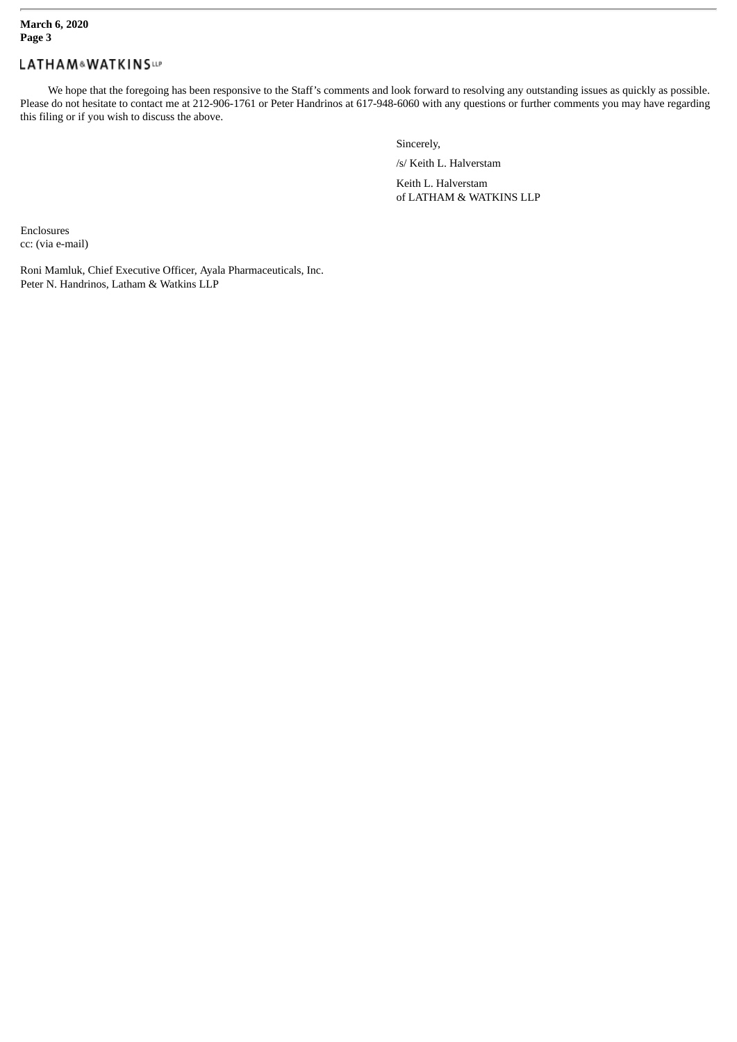We hope that the foregoing has been responsive to the Staff's comments and look forward to resolving any outstanding issues as quickly as possible. Please do not hesitate to contact me at 212-906-1761 or Peter Handrinos at 617-948-6060 with any questions or further comments you may have regarding this filing or if you wish to discuss the above.

Sincerely,

/s/ Keith L. Halverstam

Keith L. Halverstam
of LATHAM & WATKINS LLP

Enclosures
cc: (via e-mail)

Roni Mamluk, Chief Executive Officer, Ayala Pharmaceuticals, Inc.
Peter N. Handrinos, Latham & Watkins LLP